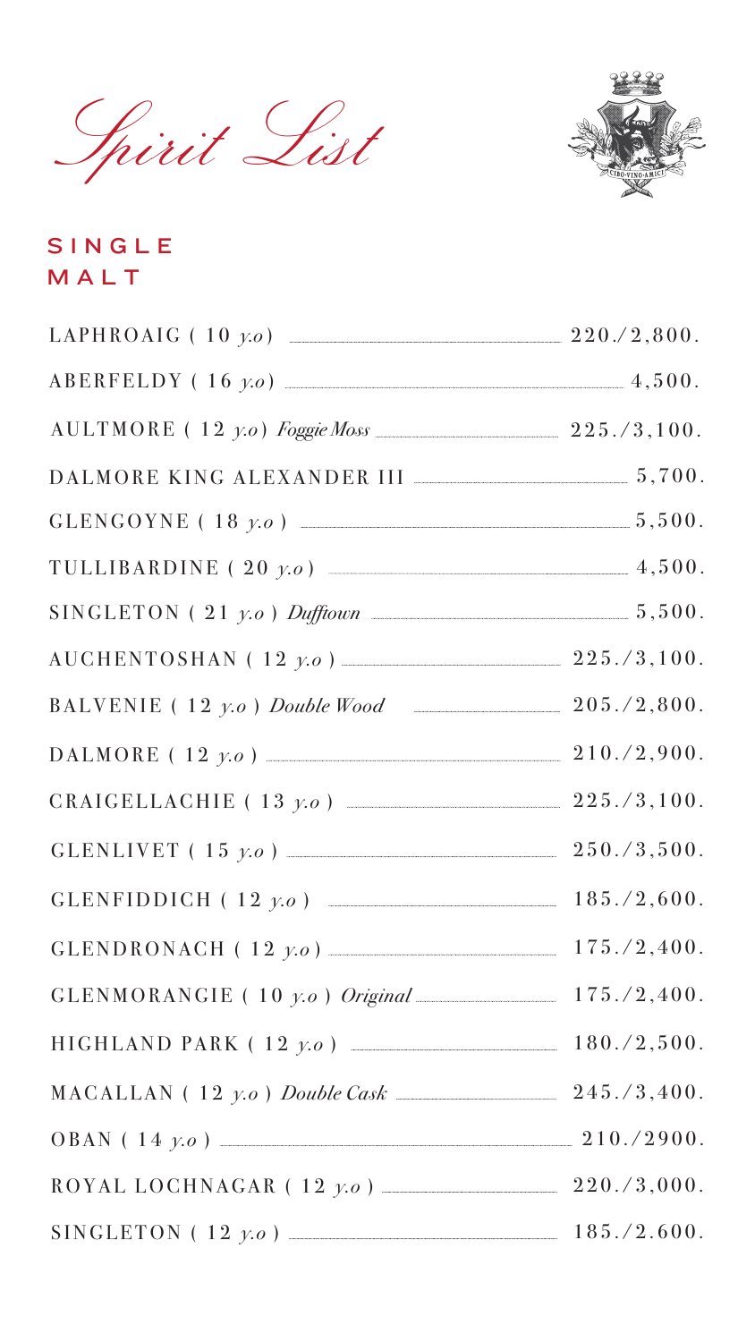# Spirit List

## SINGLE MALT

| | |
|---|---|
| LAPHROAIG ( 10 *y.o*) | 220./2,800. |
| ABERFELDY ( 16 *y.o*) | 4,500. |
| AULTMORE ( 12 *y.o*) *Foggie Moss* | 225./3,100. |
| DALMORE KING ALEXANDER III | 5,700. |
| GLENGOYNE ( 18 *y.o* ) | 5,500. |
| TULLIBARDINE ( 20 *y.o*) | 4,500. |
| SINGLETON ( 21 *y.o* ) *Dufftown* | 5,500. |
| AUCHENTOSHAN ( 12 *y.o* ) | 225./3,100. |
| BALVENIE ( 12 *y.o* ) *Double Wood* | 205./2,800. |
| DALMORE ( 12 *y.o* ) | 210./2,900. |
| CRAIGELLACHIE ( 13 *y.o* ) | 225./3,100. |
| GLENLIVET ( 15 *y.o* ) | 250./3,500. |
| GLENFIDDICH ( 12 *y.o* ) | 185./2,600. |
| GLENDRONACH ( 12 *y.o* ) | 175./2,400. |
| GLENMORANGIE ( 10 *y.o* ) *Original* | 175./2,400. |
| HIGHLAND PARK ( 12 *y.o* ) | 180./2,500. |
| MACALLAN ( 12 *y.o* ) *Double Cask* | 245./3,400. |
| OBAN ( 14 *y.o* ) | 210./2900. |
| ROYAL LOCHNAGAR ( 12 *y.o* ) | 220./3,000. |
| SINGLETON ( 12 *y.o* ) | 185./2.600. |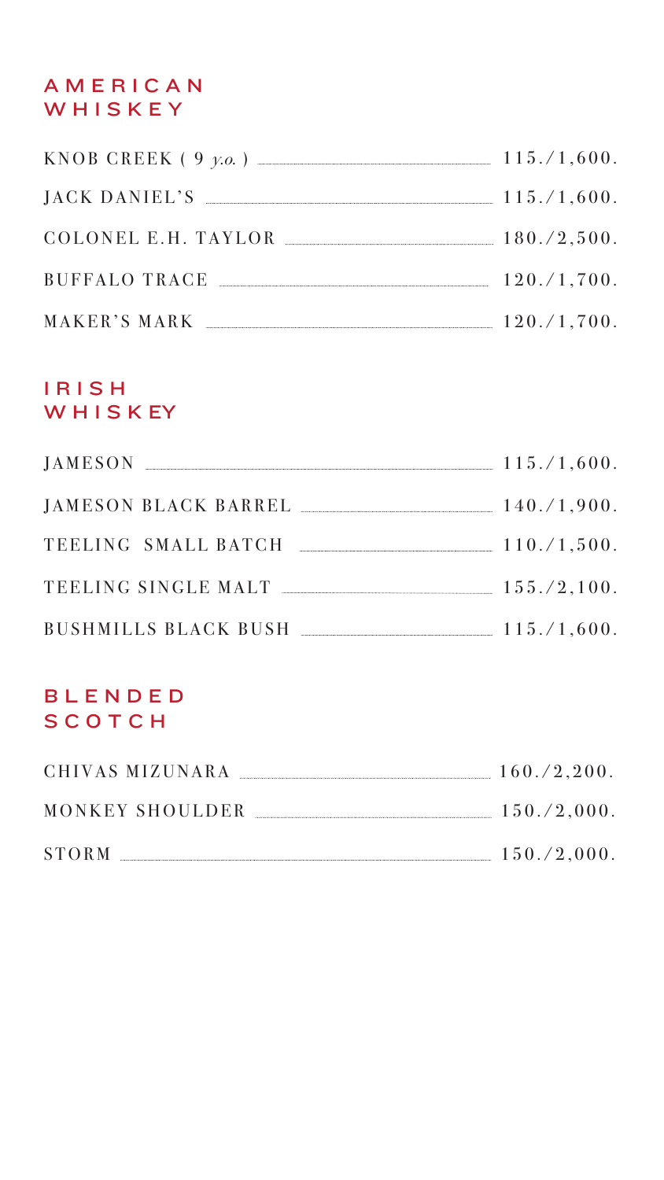## AMERICAN WHISKEY

KNOB CREEK ( 9 *y.o.* ) ........ 115./1,600.

JACK DANIEL'S ........ 115./1,600.

COLONEL E.H. TAYLOR ........ 180./2,500.

BUFFALO TRACE ........ 120./1,700.

MAKER'S MARK ........ 120./1,700.

## IRISH WHISKEY

JAMESON ........ 115./1,600.

JAMESON BLACK BARREL ........ 140./1,900.

TEELING SMALL BATCH ........ 110./1,500.

TEELING SINGLE MALT ........ 155./2,100.

BUSHMILLS BLACK BUSH ........ 115./1,600.

## BLENDED SCOTCH

CHIVAS MIZUNARA ........ 160./2,200.

MONKEY SHOULDER ........ 150./2,000.

STORM ........ 150./2,000.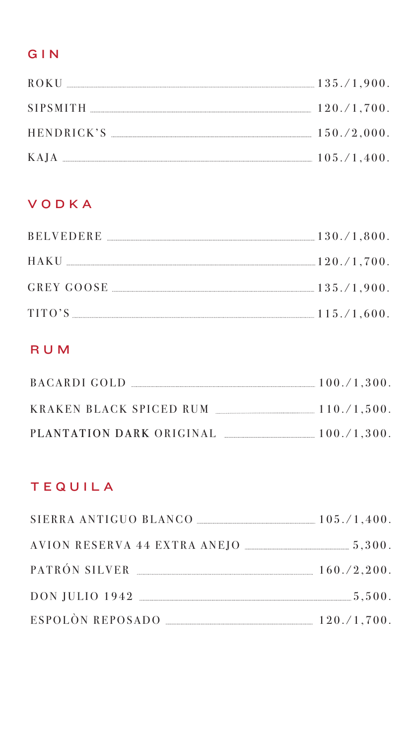## GIN

ROKU ........ 135./1,900.

SIPSMITH ........ 120./1,700.

HENDRICK'S ........ 150./2,000.

KAJA ........ 105./1,400.

## VODKA

BELVEDERE ........ 130./1,800.

HAKU ........ 120./1,700.

GREY GOOSE ........ 135./1,900.

TITO'S ........ 115./1,600.

## RUM

BACARDI GOLD ........ 100./1,300.

KRAKEN BLACK SPICED RUM ........ 110./1,500.

PLANTATION DARK ORIGINAL ........ 100./1,300.

## TEQUILA

SIERRA ANTIGUO BLANCO ........ 105./1,400.

AVION RESERVA 44 EXTRA ANEJO ........ 5,300.

PATRÓN SILVER ........ 160./2,200.

DON JULIO 1942 ........ 5,500.

ESPOLÒN REPOSADO ........ 120./1,700.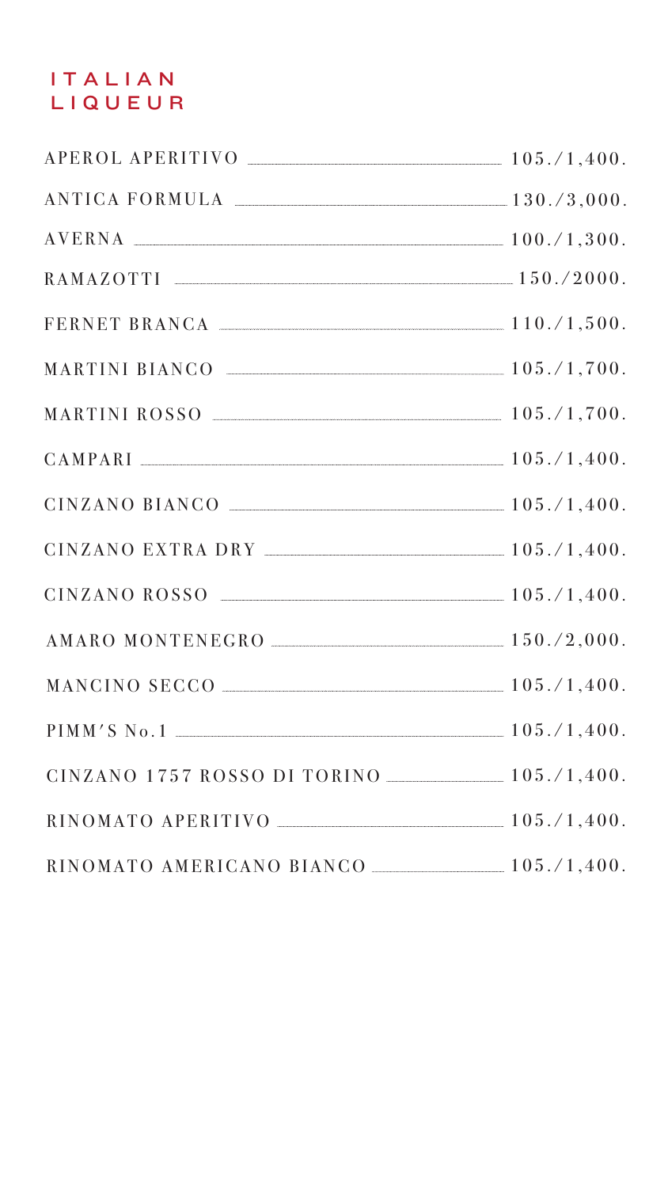# ITALIAN LIQUEUR

| | |
|---|---|
| APEROL APERITIVO | 105./1,400. |
| ANTICA FORMULA | 130./3,000. |
| AVERNA | 100./1,300. |
| RAMAZOTTI | 150./2000. |
| FERNET BRANCA | 110./1,500. |
| MARTINI BIANCO | 105./1,700. |
| MARTINI ROSSO | 105./1,700. |
| CAMPARI | 105./1,400. |
| CINZANO BIANCO | 105./1,400. |
| CINZANO EXTRA DRY | 105./1,400. |
| CINZANO ROSSO | 105./1,400. |
| AMARO MONTENEGRO | 150./2,000. |
| MANCINO SECCO | 105./1,400. |
| PIMM'S No.1 | 105./1,400. |
| CINZANO 1757 ROSSO DI TORINO | 105./1,400. |
| RINOMATO APERITIVO | 105./1,400. |
| RINOMATO AMERICANO BIANCO | 105./1,400. |